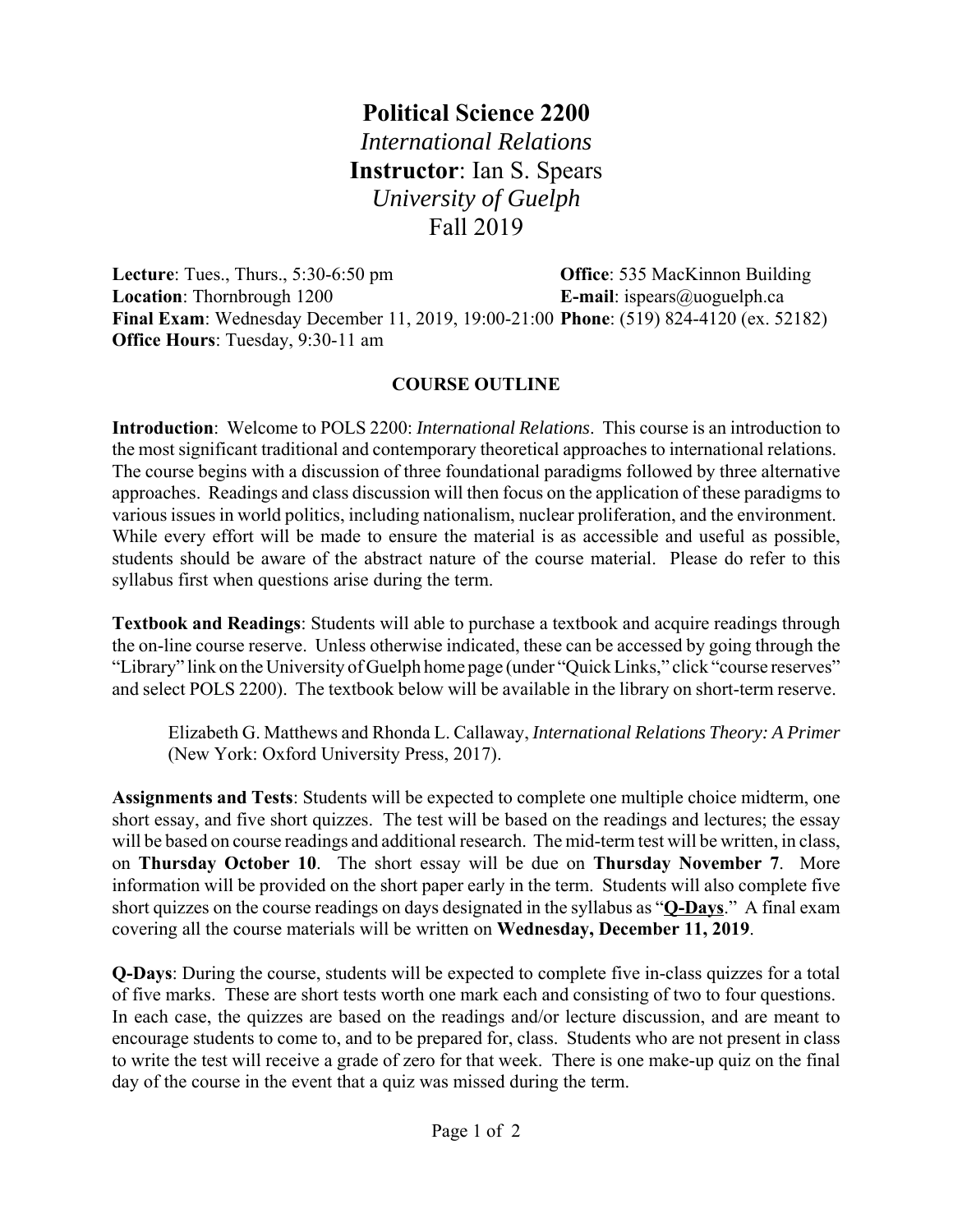# Political Science 2200

*International Relations*

**Instructor**: Ian S. Spears

*University of Guelph*

Fall 2019

**Lecture**: Tues., Thurs., 5:30-6:50 pm
**Location**: Thornbrough 1200
**Final Exam**: Wednesday December 11, 2019, 19:00-21:00
**Office Hours**: Tuesday, 9:30-11 am

**Office**: 535 MacKinnon Building
**E-mail**: ispears@uoguelph.ca
**Phone**: (519) 824-4120 (ex. 52182)

## COURSE OUTLINE

**Introduction**: Welcome to POLS 2200: *International Relations*. This course is an introduction to the most significant traditional and contemporary theoretical approaches to international relations. The course begins with a discussion of three foundational paradigms followed by three alternative approaches. Readings and class discussion will then focus on the application of these paradigms to various issues in world politics, including nationalism, nuclear proliferation, and the environment. While every effort will be made to ensure the material is as accessible and useful as possible, students should be aware of the abstract nature of the course material. Please do refer to this syllabus first when questions arise during the term.

**Textbook and Readings**: Students will able to purchase a textbook and acquire readings through the on-line course reserve. Unless otherwise indicated, these can be accessed by going through the "Library" link on the University of Guelph home page (under "Quick Links," click "course reserves" and select POLS 2200). The textbook below will be available in the library on short-term reserve.

> Elizabeth G. Matthews and Rhonda L. Callaway, *International Relations Theory: A Primer* (New York: Oxford University Press, 2017).

**Assignments and Tests**: Students will be expected to complete one multiple choice midterm, one short essay, and five short quizzes. The test will be based on the readings and lectures; the essay will be based on course readings and additional research. The mid-term test will be written, in class, on **Thursday October 10**. The short essay will be due on **Thursday November 7**. More information will be provided on the short paper early in the term. Students will also complete five short quizzes on the course readings on days designated in the syllabus as "**<u>Q-Days</u>**." A final exam covering all the course materials will be written on **Wednesday, December 11, 2019**.

**Q-Days**: During the course, students will be expected to complete five in-class quizzes for a total of five marks. These are short tests worth one mark each and consisting of two to four questions. In each case, the quizzes are based on the readings and/or lecture discussion, and are meant to encourage students to come to, and to be prepared for, class. Students who are not present in class to write the test will receive a grade of zero for that week. There is one make-up quiz on the final day of the course in the event that a quiz was missed during the term.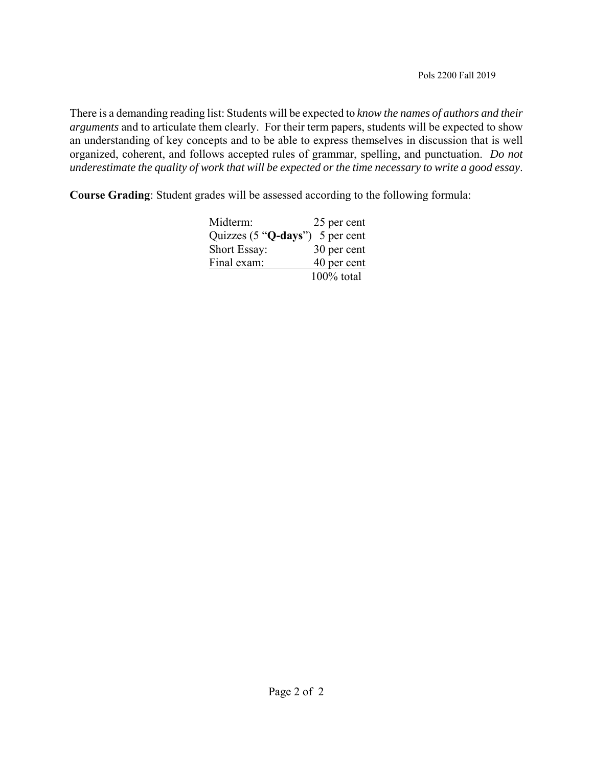There is a demanding reading list: Students will be expected to *know the names of authors and their arguments* and to articulate them clearly. For their term papers, students will be expected to show an understanding of key concepts and to be able to express themselves in discussion that is well organized, coherent, and follows accepted rules of grammar, spelling, and punctuation. *Do not underestimate the quality of work that will be expected or the time necessary to write a good essay*.

**Course Grading**: Student grades will be assessed according to the following formula:

| | |
|---|---|
| Midterm: | 25 per cent |
| Quizzes (5 "**Q-days**") | 5 per cent |
| Short Essay: | 30 per cent |
| Final exam: | 40 per cent |
| | 100% total |